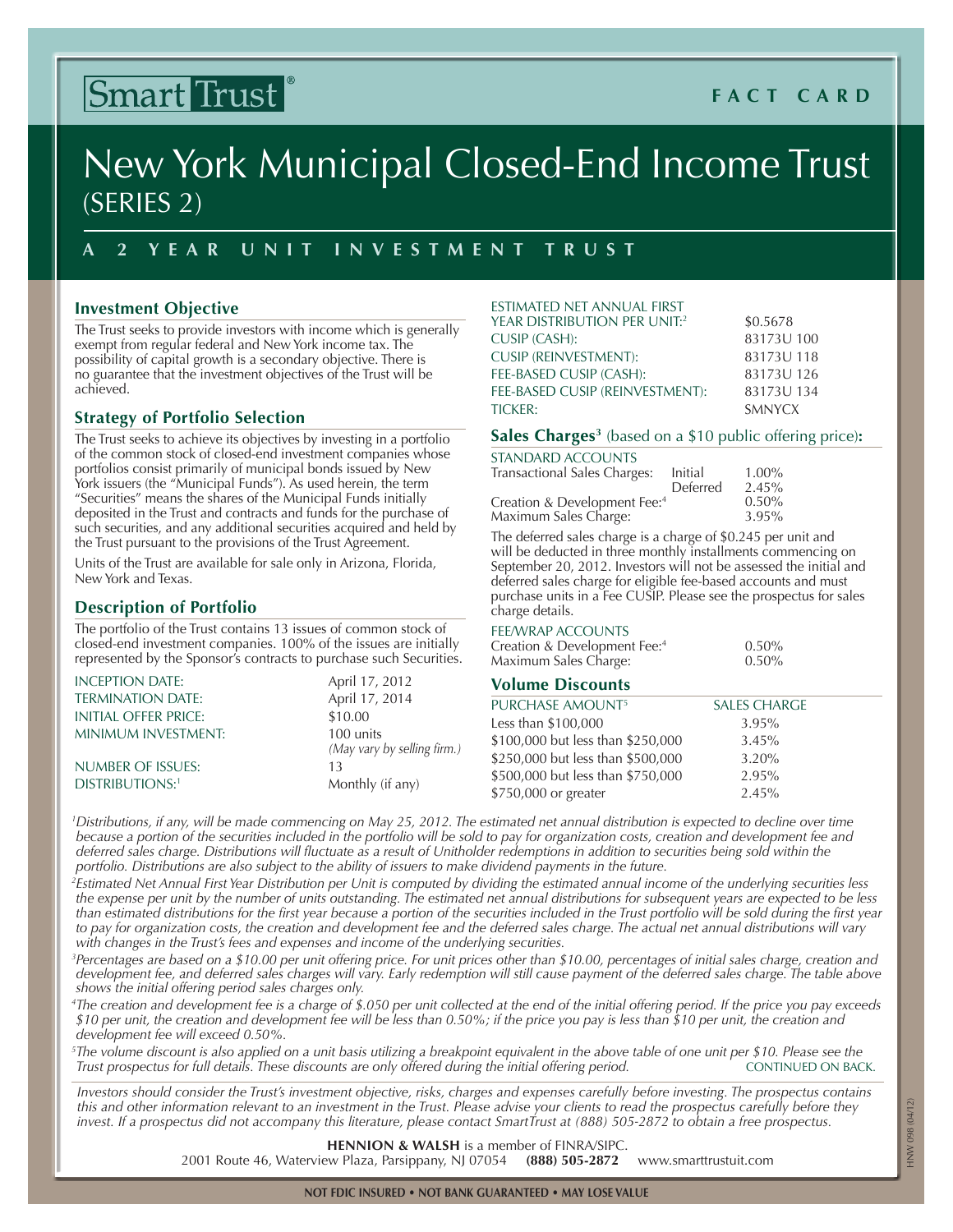Smart Trust®

FACT CARD

# New York Municipal Closed-End Income Trust (SERIES 2)

## A 2 YEAR UNIT INVESTMENT TRUST

### Investment Objective

The Trust seeks to provide investors with income which is generally exempt from regular federal and New York income tax. The possibility of capital growth is a secondary objective. There is no guarantee that the investment objectives of the Trust will be achieved.

### Strategy of Portfolio Selection

The Trust seeks to achieve its objectives by investing in a portfolio of the common stock of closed-end investment companies whose portfolios consist primarily of municipal bonds issued by New York issuers (the "Municipal Funds"). As used herein, the term "Securities" means the shares of the Municipal Funds initially deposited in the Trust and contracts and funds for the purchase of such securities, and any additional securities acquired and held by the Trust pursuant to the provisions of the Trust Agreement.

Units of the Trust are available for sale only in Arizona, Florida, New York and Texas.

### Description of Portfolio

The portfolio of the Trust contains 13 issues of common stock of closed-end investment companies. 100% of the issues are initially represented by the Sponsor's contracts to purchase such Securities.

| | |
|---|---|
| INCEPTION DATE: | April 17, 2012 |
| TERMINATION DATE: | April 17, 2014 |
| INITIAL OFFER PRICE: | $10.00 |
| MINIMUM INVESTMENT: | 100 units *(May vary by selling firm.)* |
| NUMBER OF ISSUES: | 13 |
| DISTRIBUTIONS:[1] | Monthly (if any) |

| | |
|---|---|
| ESTIMATED NET ANNUAL FIRST YEAR DISTRIBUTION PER UNIT:[2] | $0.5678 |
| CUSIP (CASH): | 83173U 100 |
| CUSIP (REINVESTMENT): | 83173U 118 |
| FEE-BASED CUSIP (CASH): | 83173U 126 |
| FEE-BASED CUSIP (REINVESTMENT): | 83173U 134 |
| TICKER: | SMNYCX |

### Sales Charges[3] (based on a $10 public offering price):

STANDARD ACCOUNTS

| | | |
|---|---|---|
| Transactional Sales Charges: | Initial | 1.00% |
| | Deferred | 2.45% |
| Creation & Development Fee:[4] | | 0.50% |
| Maximum Sales Charge: | | 3.95% |

The deferred sales charge is a charge of $0.245 per unit and will be deducted in three monthly installments commencing on September 20, 2012. Investors will not be assessed the initial and deferred sales charge for eligible fee-based accounts and must purchase units in a Fee CUSIP. Please see the prospectus for sales charge details.

FEE/WRAP ACCOUNTS

| | |
|---|---|
| Creation & Development Fee:[4] | 0.50% |
| Maximum Sales Charge: | 0.50% |

### Volume Discounts

| PURCHASE AMOUNT[5] | SALES CHARGE |
|---|---|
| Less than $100,000 | 3.95% |
| $100,000 but less than $250,000 | 3.45% |
| $250,000 but less than $500,000 | 3.20% |
| $500,000 but less than $750,000 | 2.95% |
| $750,000 or greater | 2.45% |

*[1]Distributions, if any, will be made commencing on May 25, 2012. The estimated net annual distribution is expected to decline over time because a portion of the securities included in the portfolio will be sold to pay for organization costs, creation and development fee and deferred sales charge. Distributions will fluctuate as a result of Unitholder redemptions in addition to securities being sold within the portfolio. Distributions are also subject to the ability of issuers to make dividend payments in the future.*

*[2]Estimated Net Annual First Year Distribution per Unit is computed by dividing the estimated annual income of the underlying securities less the expense per unit by the number of units outstanding. The estimated net annual distributions for subsequent years are expected to be less than estimated distributions for the first year because a portion of the securities included in the Trust portfolio will be sold during the first year to pay for organization costs, the creation and development fee and the deferred sales charge. The actual net annual distributions will vary with changes in the Trust's fees and expenses and income of the underlying securities.*

*[3]Percentages are based on a $10.00 per unit offering price. For unit prices other than $10.00, percentages of initial sales charge, creation and development fee, and deferred sales charges will vary. Early redemption will still cause payment of the deferred sales charge. The table above shows the initial offering period sales charges only.*

*[4]The creation and development fee is a charge of $.050 per unit collected at the end of the initial offering period. If the price you pay exceeds $10 per unit, the creation and development fee will be less than 0.50%; if the price you pay is less than $10 per unit, the creation and development fee will exceed 0.50%.*

*[5]The volume discount is also applied on a unit basis utilizing a breakpoint equivalent in the above table of one unit per $10. Please see the Trust prospectus for full details. These discounts are only offered during the initial offering period.* CONTINUED ON BACK.

*Investors should consider the Trust's investment objective, risks, charges and expenses carefully before investing. The prospectus contains this and other information relevant to an investment in the Trust. Please advise your clients to read the prospectus carefully before they invest. If a prospectus did not accompany this literature, please contact SmartTrust at (888) 505-2872 to obtain a free prospectus.*

**HENNION & WALSH** is a member of FINRA/SIPC.
2001 Route 46, Waterview Plaza, Parsippany, NJ 07054 **(888) 505-2872** www.smarttrustuit.com

HNW 098 (04/12)

**NOT FDIC INSURED • NOT BANK GUARANTEED • MAY LOSE VALUE**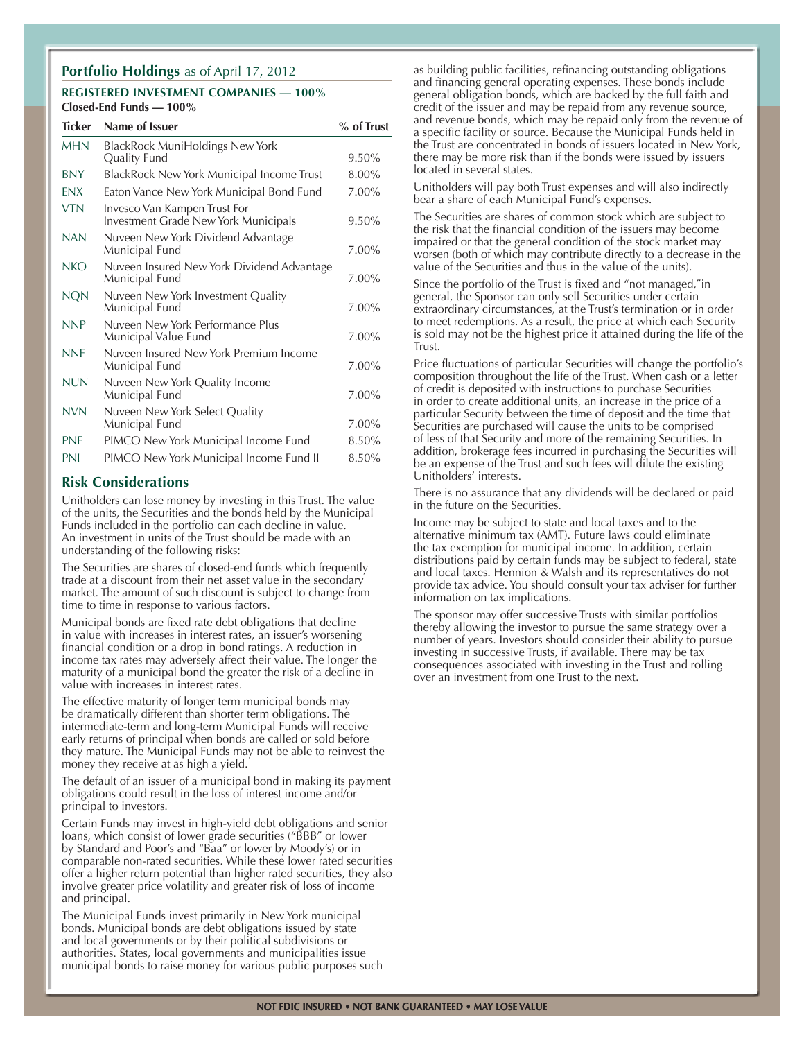## Portfolio Holdings as of April 17, 2012

**REGISTERED INVESTMENT COMPANIES — 100%**

**Closed-End Funds — 100%**

| Ticker | Name of Issuer | % of Trust |
|---|---|---|
| MHN | BlackRock MuniHoldings New York Quality Fund | 9.50% |
| BNY | BlackRock New York Municipal Income Trust | 8.00% |
| ENX | Eaton Vance New York Municipal Bond Fund | 7.00% |
| VTN | Invesco Van Kampen Trust For Investment Grade New York Municipals | 9.50% |
| NAN | Nuveen New York Dividend Advantage Municipal Fund | 7.00% |
| NKO | Nuveen Insured New York Dividend Advantage Municipal Fund | 7.00% |
| NQN | Nuveen New York Investment Quality Municipal Fund | 7.00% |
| NNP | Nuveen New York Performance Plus Municipal Value Fund | 7.00% |
| NNF | Nuveen Insured New York Premium Income Municipal Fund | 7.00% |
| NUN | Nuveen New York Quality Income Municipal Fund | 7.00% |
| NVN | Nuveen New York Select Quality Municipal Fund | 7.00% |
| PNF | PIMCO New York Municipal Income Fund | 8.50% |
| PNI | PIMCO New York Municipal Income Fund II | 8.50% |

## Risk Considerations

Unitholders can lose money by investing in this Trust. The value of the units, the Securities and the bonds held by the Municipal Funds included in the portfolio can each decline in value. An investment in units of the Trust should be made with an understanding of the following risks:

The Securities are shares of closed-end funds which frequently trade at a discount from their net asset value in the secondary market. The amount of such discount is subject to change from time to time in response to various factors.

Municipal bonds are fixed rate debt obligations that decline in value with increases in interest rates, an issuer's worsening financial condition or a drop in bond ratings. A reduction in income tax rates may adversely affect their value. The longer the maturity of a municipal bond the greater the risk of a decline in value with increases in interest rates.

The effective maturity of longer term municipal bonds may be dramatically different than shorter term obligations. The intermediate-term and long-term Municipal Funds will receive early returns of principal when bonds are called or sold before they mature. The Municipal Funds may not be able to reinvest the money they receive at as high a yield.

The default of an issuer of a municipal bond in making its payment obligations could result in the loss of interest income and/or principal to investors.

Certain Funds may invest in high-yield debt obligations and senior loans, which consist of lower grade securities ("BBB" or lower by Standard and Poor's and "Baa" or lower by Moody's) or in comparable non-rated securities. While these lower rated securities offer a higher return potential than higher rated securities, they also involve greater price volatility and greater risk of loss of income and principal.

The Municipal Funds invest primarily in New York municipal bonds. Municipal bonds are debt obligations issued by state and local governments or by their political subdivisions or authorities. States, local governments and municipalities issue municipal bonds to raise money for various public purposes such as building public facilities, refinancing outstanding obligations and financing general operating expenses. These bonds include general obligation bonds, which are backed by the full faith and credit of the issuer and may be repaid from any revenue source, and revenue bonds, which may be repaid only from the revenue of a specific facility or source. Because the Municipal Funds held in the Trust are concentrated in bonds of issuers located in New York, there may be more risk than if the bonds were issued by issuers located in several states.

Unitholders will pay both Trust expenses and will also indirectly bear a share of each Municipal Fund's expenses.

The Securities are shares of common stock which are subject to the risk that the financial condition of the issuers may become impaired or that the general condition of the stock market may worsen (both of which may contribute directly to a decrease in the value of the Securities and thus in the value of the units).

Since the portfolio of the Trust is fixed and "not managed,"in general, the Sponsor can only sell Securities under certain extraordinary circumstances, at the Trust's termination or in order to meet redemptions. As a result, the price at which each Security is sold may not be the highest price it attained during the life of the Trust.

Price fluctuations of particular Securities will change the portfolio's composition throughout the life of the Trust. When cash or a letter of credit is deposited with instructions to purchase Securities in order to create additional units, an increase in the price of a particular Security between the time of deposit and the time that Securities are purchased will cause the units to be comprised of less of that Security and more of the remaining Securities. In addition, brokerage fees incurred in purchasing the Securities will be an expense of the Trust and such fees will dilute the existing Unitholders' interests.

There is no assurance that any dividends will be declared or paid in the future on the Securities.

Income may be subject to state and local taxes and to the alternative minimum tax (AMT). Future laws could eliminate the tax exemption for municipal income. In addition, certain distributions paid by certain funds may be subject to federal, state and local taxes. Hennion & Walsh and its representatives do not provide tax advice. You should consult your tax adviser for further information on tax implications.

The sponsor may offer successive Trusts with similar portfolios thereby allowing the investor to pursue the same strategy over a number of years. Investors should consider their ability to pursue investing in successive Trusts, if available. There may be tax consequences associated with investing in the Trust and rolling over an investment from one Trust to the next.

**NOT FDIC INSURED • NOT BANK GUARANTEED • MAY LOSE VALUE**